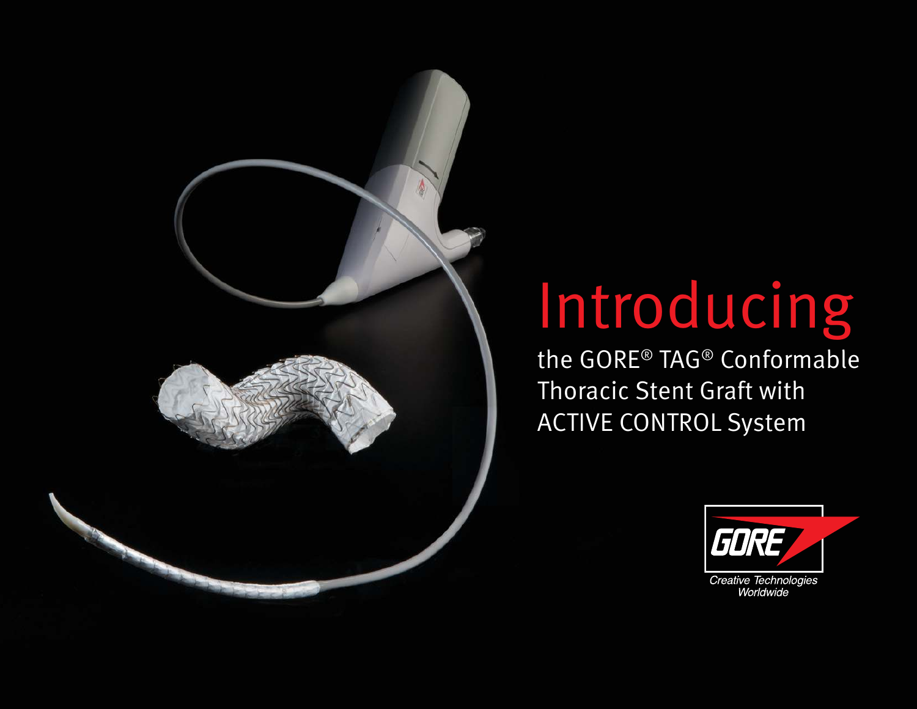# Introducing

the GORE® TAG® Conformable Thoracic Stent Graft with ACTIVE CONTROL System

GORE

Creative Technologies Worldwide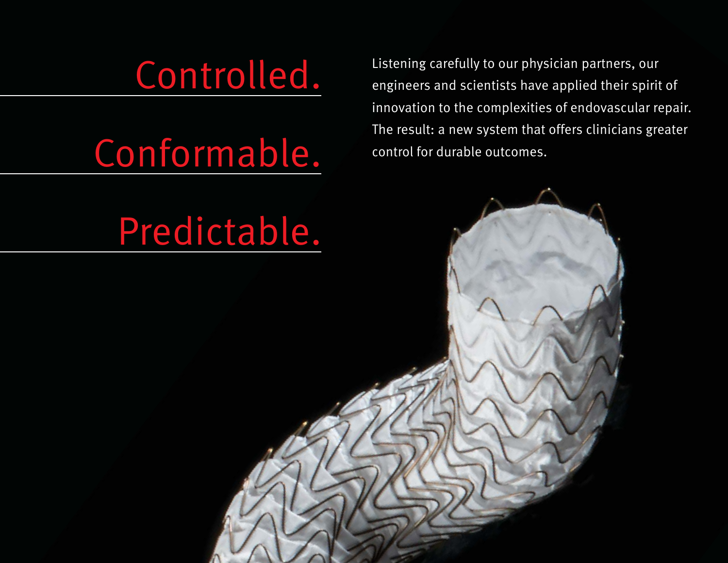# Controlled.

# Conformable.

# Predictable.

Listening carefully to our physician partners, our engineers and scientists have applied their spirit of innovation to the complexities of endovascular repair. The result: a new system that offers clinicians greater control for durable outcomes.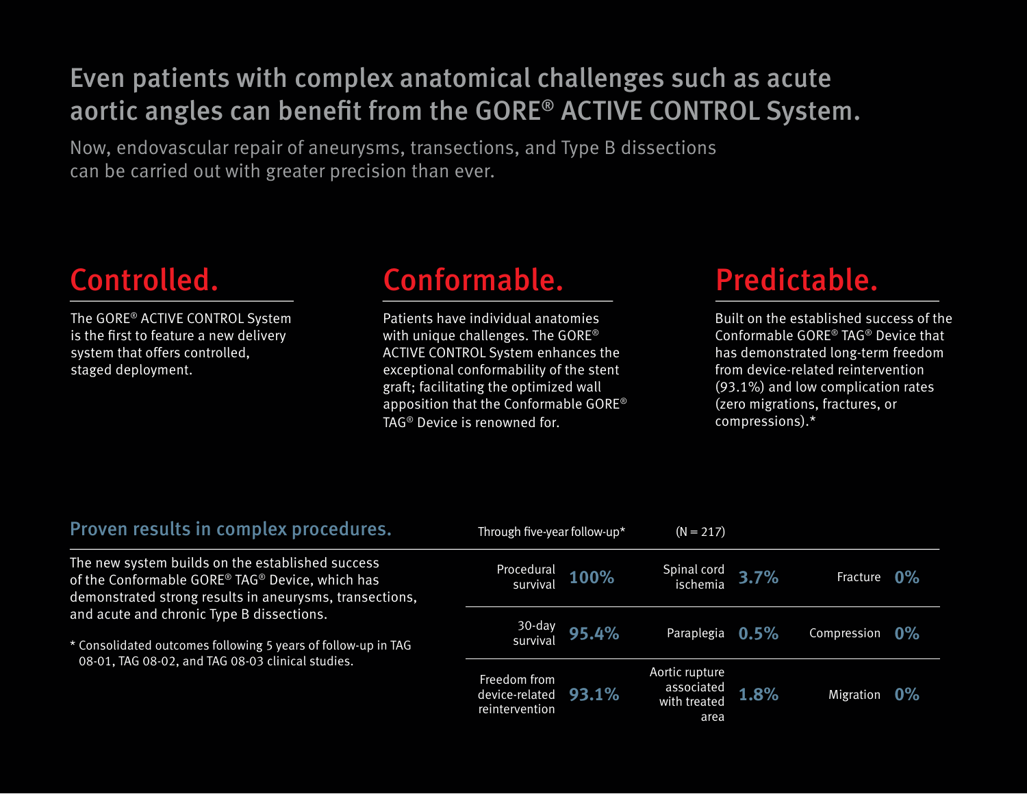# Even patients with complex anatomical challenges such as acute aortic angles can benefit from the GORE® ACTIVE CONTROL System.

Now, endovascular repair of aneurysms, transections, and Type B dissections can be carried out with greater precision than ever.

## Controlled.

The GORE® ACTIVE CONTROL System is the first to feature a new delivery system that offers controlled, staged deployment.

## Conformable.

Patients have individual anatomies with unique challenges. The GORE® ACTIVE CONTROL System enhances the exceptional conformability of the stent graft; facilitating the optimized wall apposition that the Conformable GORE® TAG® Device is renowned for.

## Predictable.

Built on the established success of the Conformable GORE® TAG® Device that has demonstrated long-term freedom from device-related reintervention (93.1%) and low complication rates (zero migrations, fractures, or compressions).*

### Proven results in complex procedures.

The new system builds on the established success of the Conformable GORE® TAG® Device, which has demonstrated strong results in aneurysms, transections, and acute and chronic Type B dissections.

Through five-year follow-up* (N = 217)

| Outcome | Rate | Outcome | Rate | Outcome | Rate |
|---|---|---|---|---|---|
| Procedural survival | **100%** | Spinal cord ischemia | **3.7%** | Fracture | **0%** |
| 30-day survival | **95.4%** | Paraplegia | **0.5%** | Compression | **0%** |
| Freedom from device-related reintervention | **93.1%** | Aortic rupture associated with treated area | **1.8%** | Migration | **0%** |

* Consolidated outcomes following 5 years of follow-up in TAG 08-01, TAG 08-02, and TAG 08-03 clinical studies.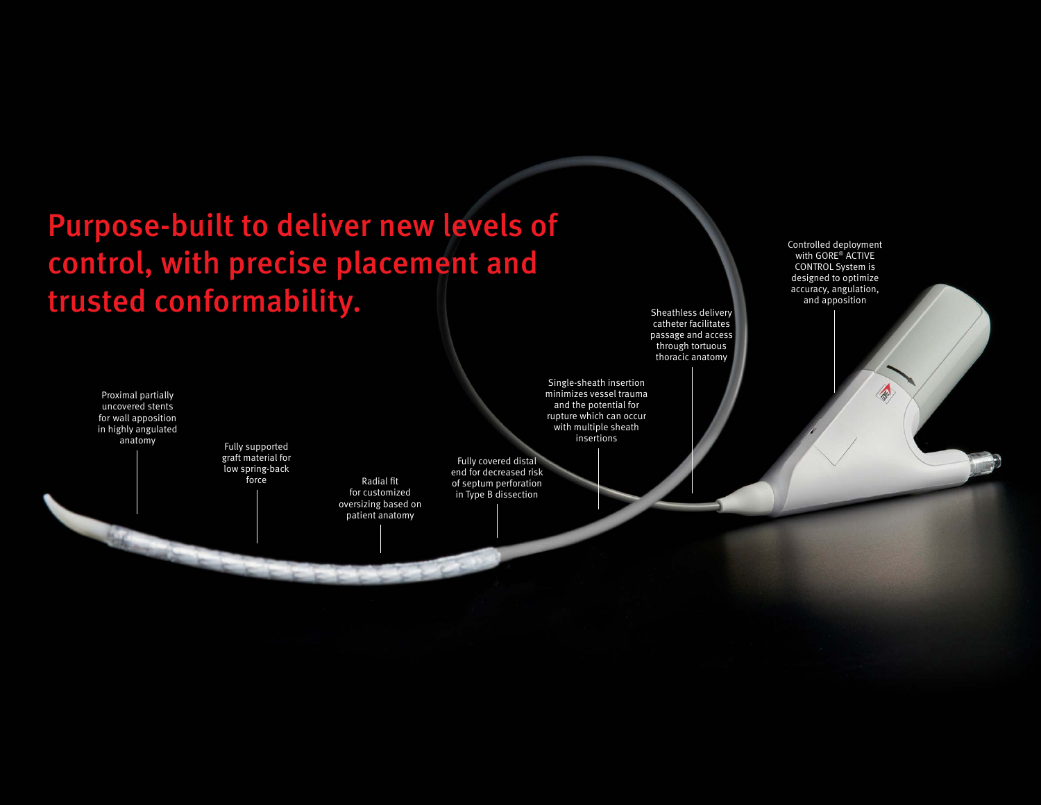# Purpose-built to deliver new levels of control, with precise placement and trusted conformability.

Controlled deployment with GORE® ACTIVE CONTROL System is designed to optimize accuracy, angulation, and apposition

Sheathless delivery catheter facilitates passage and access through tortuous thoracic anatomy

Single-sheath insertion minimizes vessel trauma and the potential for rupture which can occur with multiple sheath insertions

Proximal partially uncovered stents for wall apposition in highly angulated anatomy

Fully supported graft material for low spring-back force

Radial fit for customized oversizing based on patient anatomy

Fully covered distal end for decreased risk of septum perforation in Type B dissection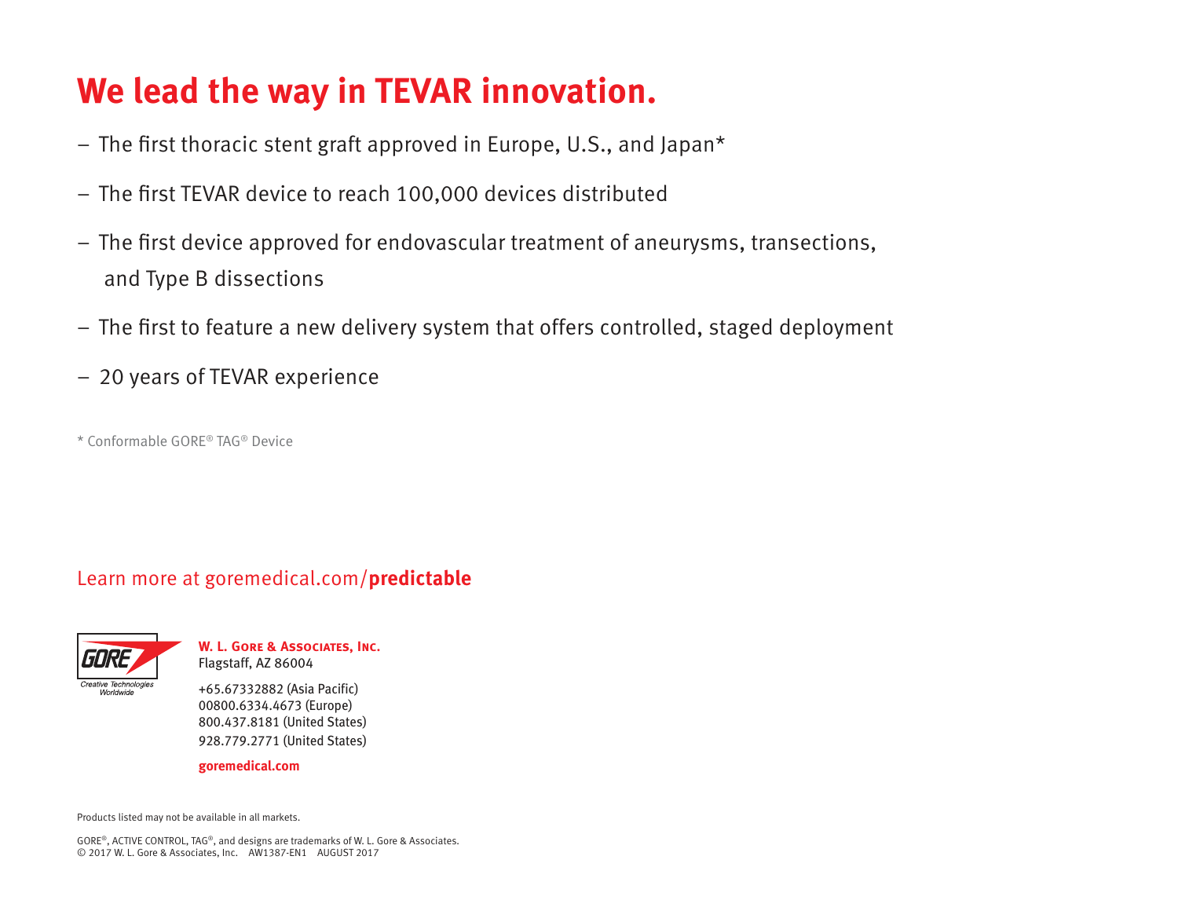# We lead the way in TEVAR innovation.

- The first thoracic stent graft approved in Europe, U.S., and Japan*
- The first TEVAR device to reach 100,000 devices distributed
- The first device approved for endovascular treatment of aneurysms, transections, and Type B dissections
- The first to feature a new delivery system that offers controlled, staged deployment
- 20 years of TEVAR experience

* Conformable GORE® TAG® Device

Learn more at goremedical.com/**predictable**

GORE
Creative Technologies Worldwide

**W. L. Gore & Associates, Inc.**
Flagstaff, AZ 86004

+65.67332882 (Asia Pacific)
00800.6334.4673 (Europe)
800.437.8181 (United States)
928.779.2771 (United States)

**goremedical.com**

Products listed may not be available in all markets.

GORE®, ACTIVE CONTROL, TAG®, and designs are trademarks of W. L. Gore & Associates.
© 2017 W. L. Gore & Associates, Inc. AW1387-EN1 AUGUST 2017